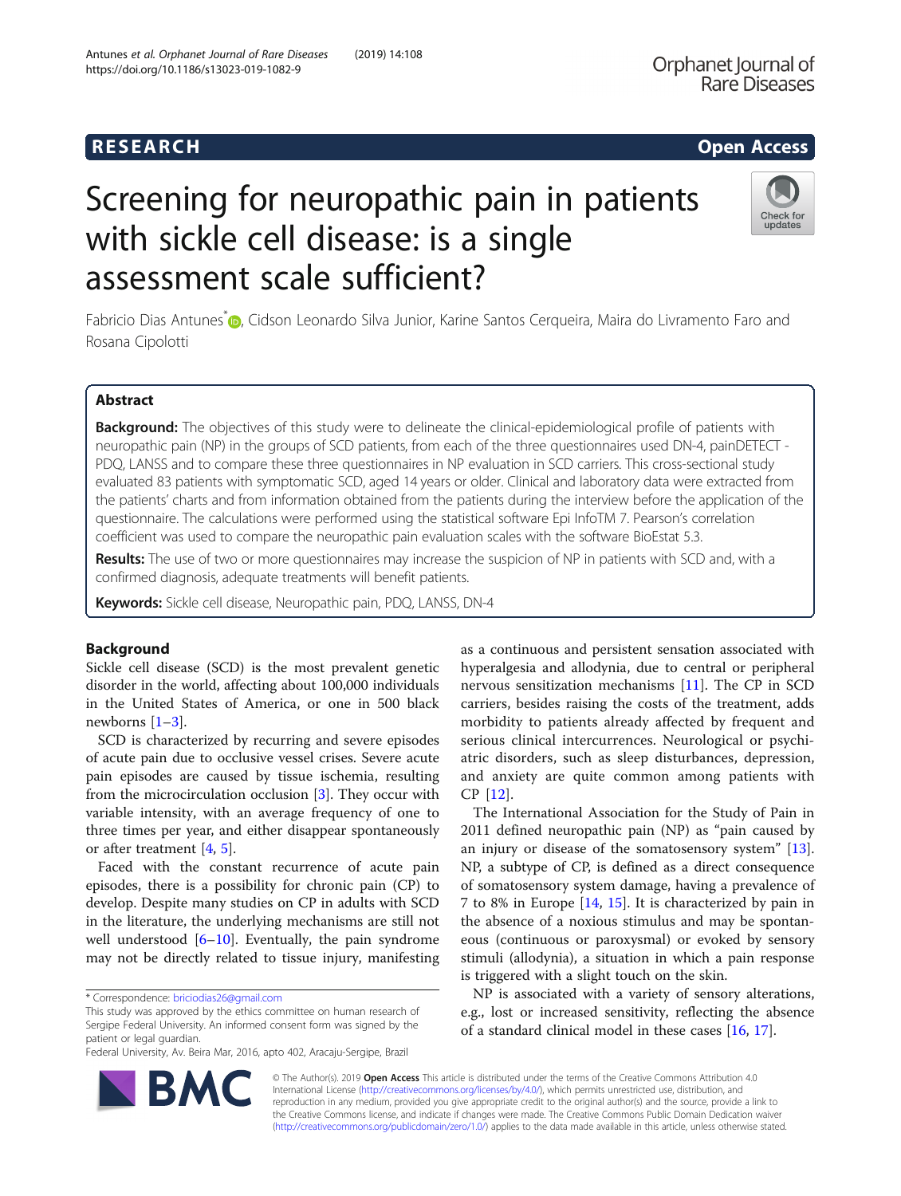# Screening for neuropathic pain in patients with sickle cell disease: is a single assessment scale sufficient?

Fabricio Dias Antunes*, Cidson Leonardo Silva Junior, Karine Santos Cerqueira, Maira do Livramento Faro and Rosana Cipolotti

## Abstract

**Background:** The objectives of this study were to delineate the clinical-epidemiological profile of patients with neuropathic pain (NP) in the groups of SCD patients, from each of the three questionnaires used DN-4, painDETECT - PDQ, LANSS and to compare these three questionnaires in NP evaluation in SCD carriers. This cross-sectional study evaluated 83 patients with symptomatic SCD, aged 14 years or older. Clinical and laboratory data were extracted from the patients' charts and from information obtained from the patients during the interview before the application of the questionnaire. The calculations were performed using the statistical software Epi InfoTM 7. Pearson's correlation coefficient was used to compare the neuropathic pain evaluation scales with the software BioEstat 5.3.

**Results:** The use of two or more questionnaires may increase the suspicion of NP in patients with SCD and, with a confirmed diagnosis, adequate treatments will benefit patients.

**Keywords:** Sickle cell disease, Neuropathic pain, PDQ, LANSS, DN-4

## Background

Sickle cell disease (SCD) is the most prevalent genetic disorder in the world, affecting about 100,000 individuals in the United States of America, or one in 500 black newborns [1–3].

SCD is characterized by recurring and severe episodes of acute pain due to occlusive vessel crises. Severe acute pain episodes are caused by tissue ischemia, resulting from the microcirculation occlusion [3]. They occur with variable intensity, with an average frequency of one to three times per year, and either disappear spontaneously or after treatment [4, 5].

Faced with the constant recurrence of acute pain episodes, there is a possibility for chronic pain (CP) to develop. Despite many studies on CP in adults with SCD in the literature, the underlying mechanisms are still not well understood [6–10]. Eventually, the pain syndrome may not be directly related to tissue injury, manifesting as a continuous and persistent sensation associated with hyperalgesia and allodynia, due to central or peripheral nervous sensitization mechanisms [11]. The CP in SCD carriers, besides raising the costs of the treatment, adds morbidity to patients already affected by frequent and serious clinical intercurrences. Neurological or psychiatric disorders, such as sleep disturbances, depression, and anxiety are quite common among patients with CP [12].

The International Association for the Study of Pain in 2011 defined neuropathic pain (NP) as "pain caused by an injury or disease of the somatosensory system" [13]. NP, a subtype of CP, is defined as a direct consequence of somatosensory system damage, having a prevalence of 7 to 8% in Europe [14, 15]. It is characterized by pain in the absence of a noxious stimulus and may be spontaneous (continuous or paroxysmal) or evoked by sensory stimuli (allodynia), a situation in which a pain response is triggered with a slight touch on the skin.

NP is associated with a variety of sensory alterations, e.g., lost or increased sensitivity, reflecting the absence of a standard clinical model in these cases [16, 17].

* Correspondence: briciodias26@gmail.com

This study was approved by the ethics committee on human research of Sergipe Federal University. An informed consent form was signed by the patient or legal guardian.

Federal University, Av. Beira Mar, 2016, apto 402, Aracaju-Sergipe, Brazil

© The Author(s). 2019 **Open Access** This article is distributed under the terms of the Creative Commons Attribution 4.0 International License (http://creativecommons.org/licenses/by/4.0/), which permits unrestricted use, distribution, and reproduction in any medium, provided you give appropriate credit to the original author(s) and the source, provide a link to the Creative Commons license, and indicate if changes were made. The Creative Commons Public Domain Dedication waiver (http://creativecommons.org/publicdomain/zero/1.0/) applies to the data made available in this article, unless otherwise stated.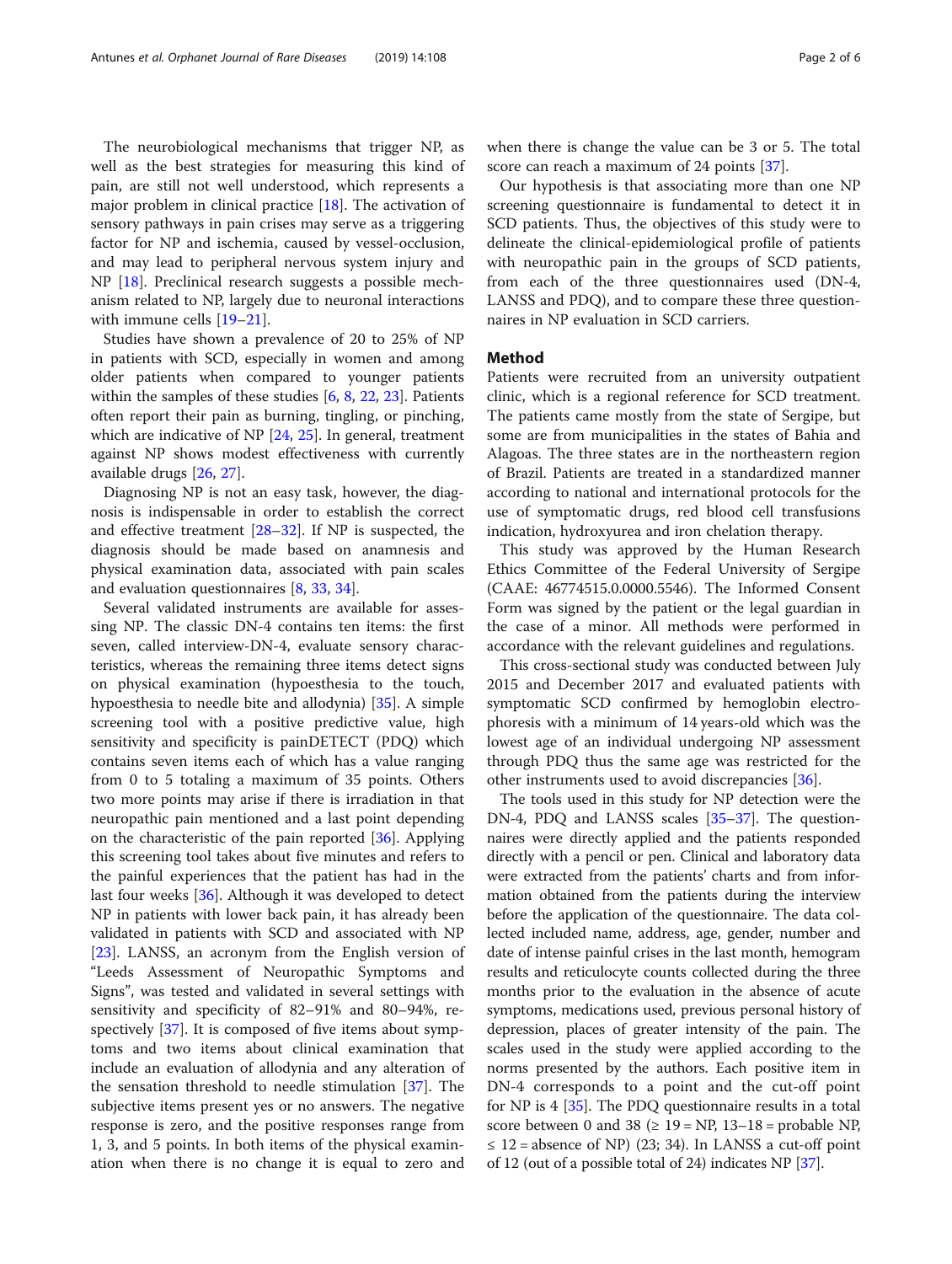The neurobiological mechanisms that trigger NP, as well as the best strategies for measuring this kind of pain, are still not well understood, which represents a major problem in clinical practice [18]. The activation of sensory pathways in pain crises may serve as a triggering factor for NP and ischemia, caused by vessel-occlusion, and may lead to peripheral nervous system injury and NP [18]. Preclinical research suggests a possible mechanism related to NP, largely due to neuronal interactions with immune cells [19–21].

Studies have shown a prevalence of 20 to 25% of NP in patients with SCD, especially in women and among older patients when compared to younger patients within the samples of these studies [6, 8, 22, 23]. Patients often report their pain as burning, tingling, or pinching, which are indicative of NP [24, 25]. In general, treatment against NP shows modest effectiveness with currently available drugs [26, 27].

Diagnosing NP is not an easy task, however, the diagnosis is indispensable in order to establish the correct and effective treatment [28–32]. If NP is suspected, the diagnosis should be made based on anamnesis and physical examination data, associated with pain scales and evaluation questionnaires [8, 33, 34].

Several validated instruments are available for assessing NP. The classic DN-4 contains ten items: the first seven, called interview-DN-4, evaluate sensory characteristics, whereas the remaining three items detect signs on physical examination (hypoesthesia to the touch, hypoesthesia to needle bite and allodynia) [35]. A simple screening tool with a positive predictive value, high sensitivity and specificity is painDETECT (PDQ) which contains seven items each of which has a value ranging from 0 to 5 totaling a maximum of 35 points. Others two more points may arise if there is irradiation in that neuropathic pain mentioned and a last point depending on the characteristic of the pain reported [36]. Applying this screening tool takes about five minutes and refers to the painful experiences that the patient has had in the last four weeks [36]. Although it was developed to detect NP in patients with lower back pain, it has already been validated in patients with SCD and associated with NP [23]. LANSS, an acronym from the English version of "Leeds Assessment of Neuropathic Symptoms and Signs", was tested and validated in several settings with sensitivity and specificity of 82–91% and 80–94%, respectively [37]. It is composed of five items about symptoms and two items about clinical examination that include an evaluation of allodynia and any alteration of the sensation threshold to needle stimulation [37]. The subjective items present yes or no answers. The negative response is zero, and the positive responses range from 1, 3, and 5 points. In both items of the physical examination when there is no change it is equal to zero and when there is change the value can be 3 or 5. The total score can reach a maximum of 24 points [37].

Our hypothesis is that associating more than one NP screening questionnaire is fundamental to detect it in SCD patients. Thus, the objectives of this study were to delineate the clinical-epidemiological profile of patients with neuropathic pain in the groups of SCD patients, from each of the three questionnaires used (DN-4, LANSS and PDQ), and to compare these three questionnaires in NP evaluation in SCD carriers.

## Method

Patients were recruited from an university outpatient clinic, which is a regional reference for SCD treatment. The patients came mostly from the state of Sergipe, but some are from municipalities in the states of Bahia and Alagoas. The three states are in the northeastern region of Brazil. Patients are treated in a standardized manner according to national and international protocols for the use of symptomatic drugs, red blood cell transfusions indication, hydroxyurea and iron chelation therapy.

This study was approved by the Human Research Ethics Committee of the Federal University of Sergipe (CAAE: 46774515.0.0000.5546). The Informed Consent Form was signed by the patient or the legal guardian in the case of a minor. All methods were performed in accordance with the relevant guidelines and regulations.

This cross-sectional study was conducted between July 2015 and December 2017 and evaluated patients with symptomatic SCD confirmed by hemoglobin electrophoresis with a minimum of 14 years-old which was the lowest age of an individual undergoing NP assessment through PDQ thus the same age was restricted for the other instruments used to avoid discrepancies [36].

The tools used in this study for NP detection were the DN-4, PDQ and LANSS scales [35–37]. The questionnaires were directly applied and the patients responded directly with a pencil or pen. Clinical and laboratory data were extracted from the patients' charts and from information obtained from the patients during the interview before the application of the questionnaire. The data collected included name, address, age, gender, number and date of intense painful crises in the last month, hemogram results and reticulocyte counts collected during the three months prior to the evaluation in the absence of acute symptoms, medications used, previous personal history of depression, places of greater intensity of the pain. The scales used in the study were applied according to the norms presented by the authors. Each positive item in DN-4 corresponds to a point and the cut-off point for NP is 4 [35]. The PDQ questionnaire results in a total score between 0 and 38 (≥ 19 = NP, 13–18 = probable NP, ≤ 12 = absence of NP) (23; 34). In LANSS a cut-off point of 12 (out of a possible total of 24) indicates NP [37].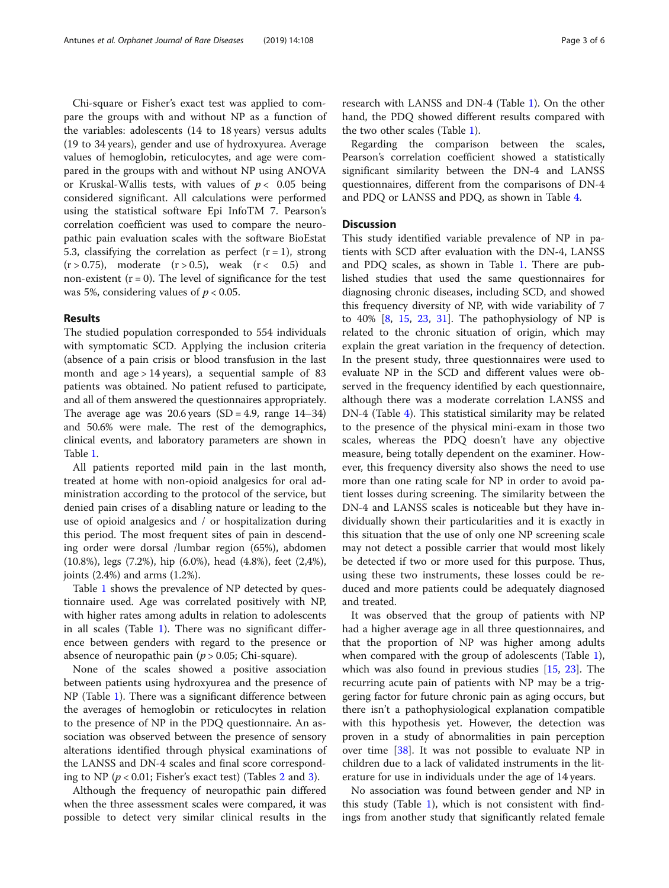Chi-square or Fisher's exact test was applied to compare the groups with and without NP as a function of the variables: adolescents (14 to 18 years) versus adults (19 to 34 years), gender and use of hydroxyurea. Average values of hemoglobin, reticulocytes, and age were compared in the groups with and without NP using ANOVA or Kruskal-Wallis tests, with values of $p < 0.05$ being considered significant. All calculations were performed using the statistical software Epi InfoTM 7. Pearson's correlation coefficient was used to compare the neuropathic pain evaluation scales with the software BioEstat 5.3, classifying the correlation as perfect ($r = 1$), strong ($r > 0.75$), moderate ($r > 0.5$), weak ($r < 0.5$) and non-existent ($r = 0$). The level of significance for the test was 5%, considering values of $p < 0.05$.

## Results

The studied population corresponded to 554 individuals with symptomatic SCD. Applying the inclusion criteria (absence of a pain crisis or blood transfusion in the last month and age > 14 years), a sequential sample of 83 patients was obtained. No patient refused to participate, and all of them answered the questionnaires appropriately. The average age was 20.6 years (SD = 4.9, range 14–34) and 50.6% were male. The rest of the demographics, clinical events, and laboratory parameters are shown in Table 1.

All patients reported mild pain in the last month, treated at home with non-opioid analgesics for oral administration according to the protocol of the service, but denied pain crises of a disabling nature or leading to the use of opioid analgesics and / or hospitalization during this period. The most frequent sites of pain in descending order were dorsal /lumbar region (65%), abdomen (10.8%), legs (7.2%), hip (6.0%), head (4.8%), feet (2,4%), joints (2.4%) and arms (1.2%).

Table 1 shows the prevalence of NP detected by questionnaire used. Age was correlated positively with NP, with higher rates among adults in relation to adolescents in all scales (Table 1). There was no significant difference between genders with regard to the presence or absence of neuropathic pain ($p > 0.05$; Chi-square).

None of the scales showed a positive association between patients using hydroxyurea and the presence of NP (Table 1). There was a significant difference between the averages of hemoglobin or reticulocytes in relation to the presence of NP in the PDQ questionnaire. An association was observed between the presence of sensory alterations identified through physical examinations of the LANSS and DN-4 scales and final score corresponding to NP ($p < 0.01$; Fisher's exact test) (Tables 2 and 3).

Although the frequency of neuropathic pain differed when the three assessment scales were compared, it was possible to detect very similar clinical results in the research with LANSS and DN-4 (Table 1). On the other hand, the PDQ showed different results compared with the two other scales (Table 1).

Regarding the comparison between the scales, Pearson's correlation coefficient showed a statistically significant similarity between the DN-4 and LANSS questionnaires, different from the comparisons of DN-4 and PDQ or LANSS and PDQ, as shown in Table 4.

## Discussion

This study identified variable prevalence of NP in patients with SCD after evaluation with the DN-4, LANSS and PDQ scales, as shown in Table 1. There are published studies that used the same questionnaires for diagnosing chronic diseases, including SCD, and showed this frequency diversity of NP, with wide variability of 7 to 40% [8, 15, 23, 31]. The pathophysiology of NP is related to the chronic situation of origin, which may explain the great variation in the frequency of detection. In the present study, three questionnaires were used to evaluate NP in the SCD and different values were observed in the frequency identified by each questionnaire, although there was a moderate correlation LANSS and DN-4 (Table 4). This statistical similarity may be related to the presence of the physical mini-exam in those two scales, whereas the PDQ doesn't have any objective measure, being totally dependent on the examiner. However, this frequency diversity also shows the need to use more than one rating scale for NP in order to avoid patient losses during screening. The similarity between the DN-4 and LANSS scales is noticeable but they have individually shown their particularities and it is exactly in this situation that the use of only one NP screening scale may not detect a possible carrier that would most likely be detected if two or more used for this purpose. Thus, using these two instruments, these losses could be reduced and more patients could be adequately diagnosed and treated.

It was observed that the group of patients with NP had a higher average age in all three questionnaires, and that the proportion of NP was higher among adults when compared with the group of adolescents (Table 1), which was also found in previous studies [15, 23]. The recurring acute pain of patients with NP may be a triggering factor for future chronic pain as aging occurs, but there isn't a pathophysiological explanation compatible with this hypothesis yet. However, the detection was proven in a study of abnormalities in pain perception over time [38]. It was not possible to evaluate NP in children due to a lack of validated instruments in the literature for use in individuals under the age of 14 years.

No association was found between gender and NP in this study (Table 1), which is not consistent with findings from another study that significantly related female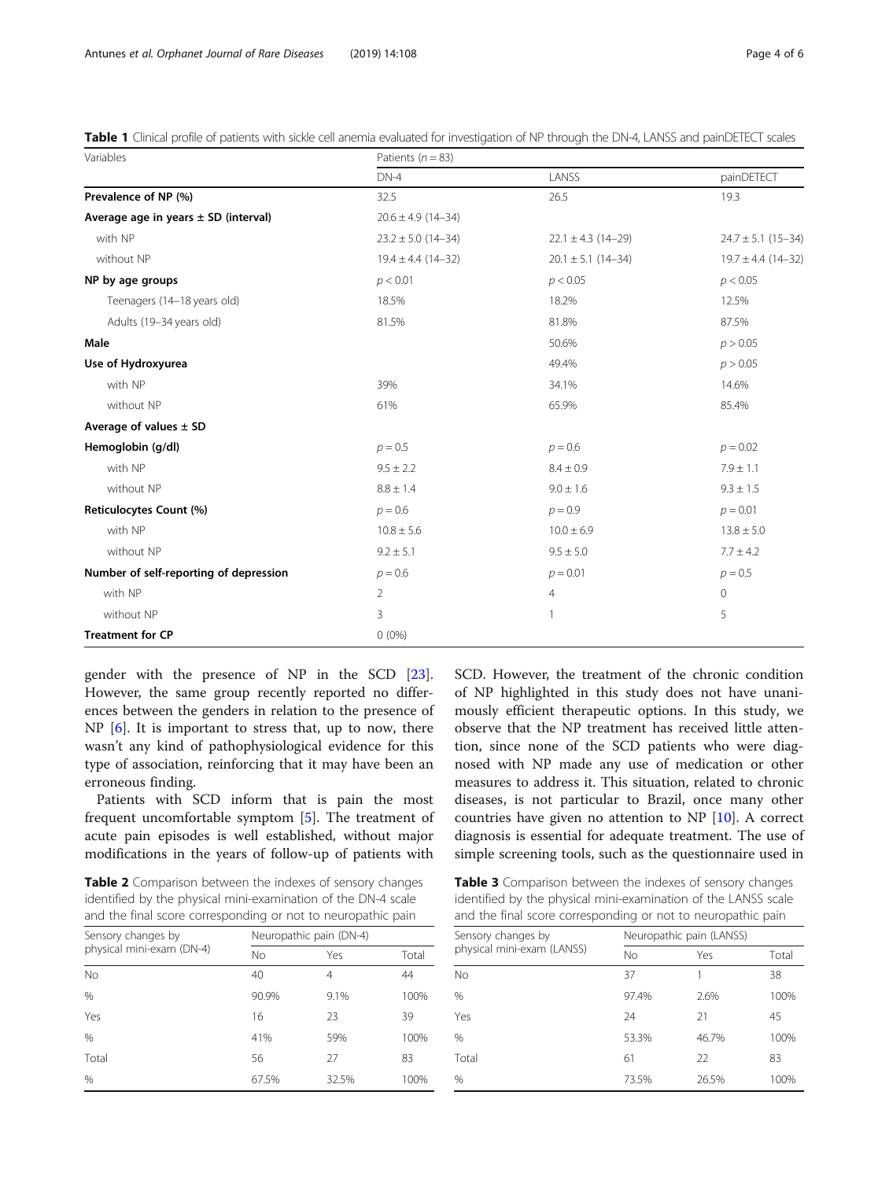**Table 1** Clinical profile of patients with sickle cell anemia evaluated for investigation of NP through the DN-4, LANSS and painDETECT scales

| Variables | Patients ($n = 83$) | | |
|---|---|---|---|
| | DN-4 | LANSS | painDETECT |
| **Prevalence of NP (%)** | 32.5 | 26.5 | 19.3 |
| **Average age in years ± SD (interval)** | 20.6 ± 4.9 (14–34) | | |
| with NP | 23.2 ± 5.0 (14–34) | 22.1 ± 4.3 (14–29) | 24.7 ± 5.1 (15–34) |
| without NP | 19.4 ± 4.4 (14–32) | 20.1 ± 5.1 (14–34) | 19.7 ± 4.4 (14–32) |
| **NP by age groups** | $p < 0.01$ | $p < 0.05$ | $p < 0.05$ |
| Teenagers (14–18 years old) | 18.5% | 18.2% | 12.5% |
| Adults (19–34 years old) | 81.5% | 81.8% | 87.5% |
| **Male** | | 50.6% | $p > 0.05$ |
| **Use of Hydroxyurea** | | 49.4% | $p > 0.05$ |
| with NP | 39% | 34.1% | 14.6% |
| without NP | 61% | 65.9% | 85.4% |
| **Average of values ± SD** | | | |
| **Hemoglobin (g/dl)** | $p = 0.5$ | $p = 0.6$ | $p = 0.02$ |
| with NP | 9.5 ± 2.2 | 8.4 ± 0.9 | 7.9 ± 1.1 |
| without NP | 8.8 ± 1.4 | 9.0 ± 1.6 | 9.3 ± 1.5 |
| **Reticulocytes Count (%)** | $p = 0.6$ | $p = 0.9$ | $p = 0.01$ |
| with NP | 10.8 ± 5.6 | 10.0 ± 6.9 | 13.8 ± 5.0 |
| without NP | 9.2 ± 5.1 | 9.5 ± 5.0 | 7.7 ± 4.2 |
| **Number of self-reporting of depression** | $p = 0.6$ | $p = 0.01$ | $p = 0.5$ |
| with NP | 2 | 4 | 0 |
| without NP | 3 | 1 | 5 |
| **Treatment for CP** | 0 (0%) | | |

gender with the presence of NP in the SCD [23]. However, the same group recently reported no differences between the genders in relation to the presence of NP [6]. It is important to stress that, up to now, there wasn't any kind of pathophysiological evidence for this type of association, reinforcing that it may have been an erroneous finding.

Patients with SCD inform that is pain the most frequent uncomfortable symptom [5]. The treatment of acute pain episodes is well established, without major modifications in the years of follow-up of patients with SCD. However, the treatment of the chronic condition of NP highlighted in this study does not have unanimously efficient therapeutic options. In this study, we observe that the NP treatment has received little attention, since none of the SCD patients who were diagnosed with NP made any use of medication or other measures to address it. This situation, related to chronic diseases, is not particular to Brazil, once many other countries have given no attention to NP [10]. A correct diagnosis is essential for adequate treatment. The use of simple screening tools, such as the questionnaire used in

**Table 2** Comparison between the indexes of sensory changes identified by the physical mini-examination of the DN-4 scale and the final score corresponding or not to neuropathic pain

| Sensory changes by physical mini-exam (DN-4) | Neuropathic pain (DN-4) | | |
|---|---|---|---|
| | No | Yes | Total |
| No | 40 | 4 | 44 |
| % | 90.9% | 9.1% | 100% |
| Yes | 16 | 23 | 39 |
| % | 41% | 59% | 100% |
| Total | 56 | 27 | 83 |
| % | 67.5% | 32.5% | 100% |

**Table 3** Comparison between the indexes of sensory changes identified by the physical mini-examination of the LANSS scale and the final score corresponding or not to neuropathic pain

| Sensory changes by physical mini-exam (LANSS) | Neuropathic pain (LANSS) | | |
|---|---|---|---|
| | No | Yes | Total |
| No | 37 | 1 | 38 |
| % | 97.4% | 2.6% | 100% |
| Yes | 24 | 21 | 45 |
| % | 53.3% | 46.7% | 100% |
| Total | 61 | 22 | 83 |
| % | 73.5% | 26.5% | 100% |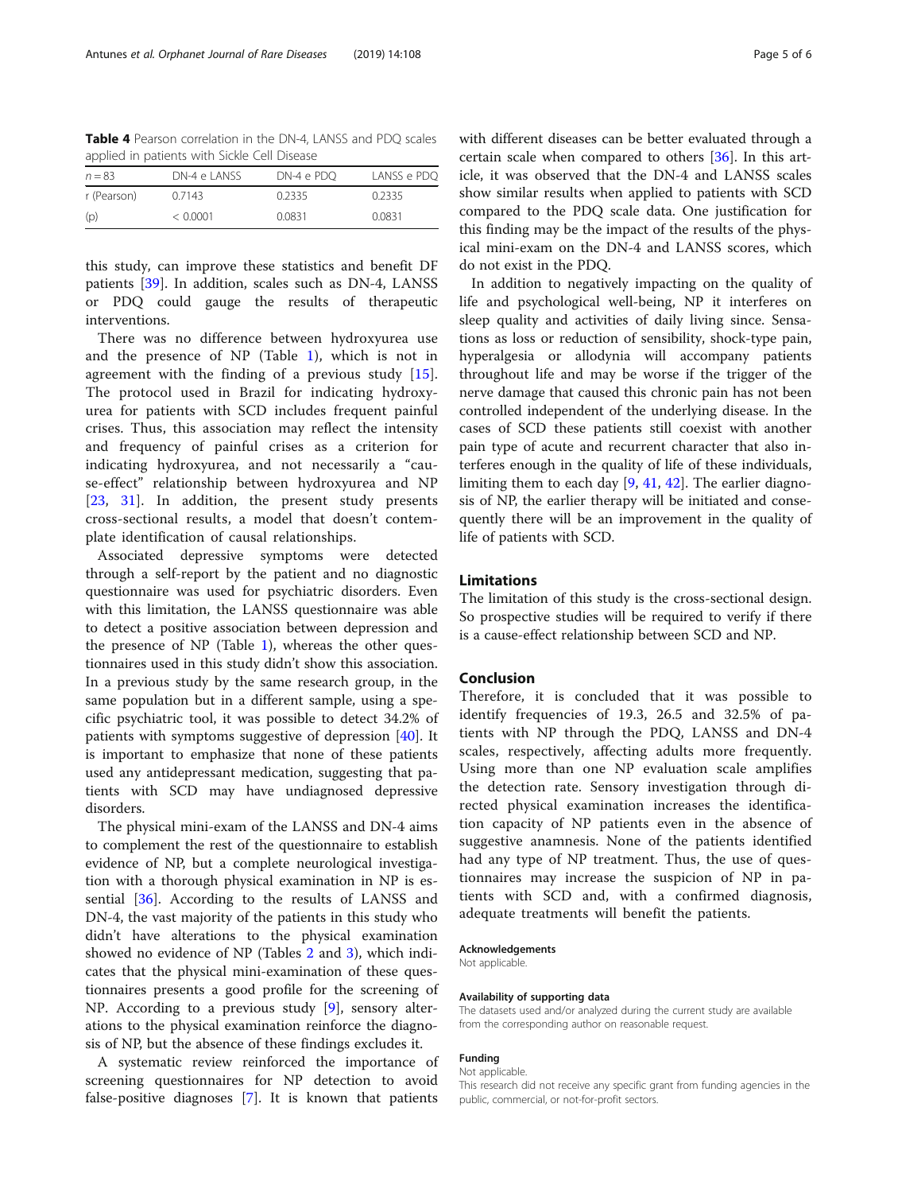**Table 4** Pearson correlation in the DN-4, LANSS and PDQ scales applied in patients with Sickle Cell Disease

| $n = 83$ | DN-4 e LANSS | DN-4 e PDQ | LANSS e PDQ |
|---|---|---|---|
| r (Pearson) | 0.7143 | 0.2335 | 0.2335 |
| (p) | < 0.0001 | 0.0831 | 0.0831 |

this study, can improve these statistics and benefit DF patients [39]. In addition, scales such as DN-4, LANSS or PDQ could gauge the results of therapeutic interventions.

There was no difference between hydroxyurea use and the presence of NP (Table 1), which is not in agreement with the finding of a previous study [15]. The protocol used in Brazil for indicating hydroxyurea for patients with SCD includes frequent painful crises. Thus, this association may reflect the intensity and frequency of painful crises as a criterion for indicating hydroxyurea, and not necessarily a "cause-effect" relationship between hydroxyurea and NP [23, 31]. In addition, the present study presents cross-sectional results, a model that doesn't contemplate identification of causal relationships.

Associated depressive symptoms were detected through a self-report by the patient and no diagnostic questionnaire was used for psychiatric disorders. Even with this limitation, the LANSS questionnaire was able to detect a positive association between depression and the presence of NP (Table 1), whereas the other questionnaires used in this study didn't show this association. In a previous study by the same research group, in the same population but in a different sample, using a specific psychiatric tool, it was possible to detect 34.2% of patients with symptoms suggestive of depression [40]. It is important to emphasize that none of these patients used any antidepressant medication, suggesting that patients with SCD may have undiagnosed depressive disorders.

The physical mini-exam of the LANSS and DN-4 aims to complement the rest of the questionnaire to establish evidence of NP, but a complete neurological investigation with a thorough physical examination in NP is essential [36]. According to the results of LANSS and DN-4, the vast majority of the patients in this study who didn't have alterations to the physical examination showed no evidence of NP (Tables 2 and 3), which indicates that the physical mini-examination of these questionnaires presents a good profile for the screening of NP. According to a previous study [9], sensory alterations to the physical examination reinforce the diagnosis of NP, but the absence of these findings excludes it.

A systematic review reinforced the importance of screening questionnaires for NP detection to avoid false-positive diagnoses [7]. It is known that patients with different diseases can be better evaluated through a certain scale when compared to others [36]. In this article, it was observed that the DN-4 and LANSS scales show similar results when applied to patients with SCD compared to the PDQ scale data. One justification for this finding may be the impact of the results of the physical mini-exam on the DN-4 and LANSS scores, which do not exist in the PDQ.

In addition to negatively impacting on the quality of life and psychological well-being, NP it interferes on sleep quality and activities of daily living since. Sensations as loss or reduction of sensibility, shock-type pain, hyperalgesia or allodynia will accompany patients throughout life and may be worse if the trigger of the nerve damage that caused this chronic pain has not been controlled independent of the underlying disease. In the cases of SCD these patients still coexist with another pain type of acute and recurrent character that also interferes enough in the quality of life of these individuals, limiting them to each day [9, 41, 42]. The earlier diagnosis of NP, the earlier therapy will be initiated and consequently there will be an improvement in the quality of life of patients with SCD.

## Limitations

The limitation of this study is the cross-sectional design. So prospective studies will be required to verify if there is a cause-effect relationship between SCD and NP.

## Conclusion

Therefore, it is concluded that it was possible to identify frequencies of 19.3, 26.5 and 32.5% of patients with NP through the PDQ, LANSS and DN-4 scales, respectively, affecting adults more frequently. Using more than one NP evaluation scale amplifies the detection rate. Sensory investigation through directed physical examination increases the identification capacity of NP patients even in the absence of suggestive anamnesis. None of the patients identified had any type of NP treatment. Thus, the use of questionnaires may increase the suspicion of NP in patients with SCD and, with a confirmed diagnosis, adequate treatments will benefit the patients.

### Acknowledgements

Not applicable.

### Availability of supporting data

The datasets used and/or analyzed during the current study are available from the corresponding author on reasonable request.

### Funding

Not applicable.

This research did not receive any specific grant from funding agencies in the public, commercial, or not-for-profit sectors.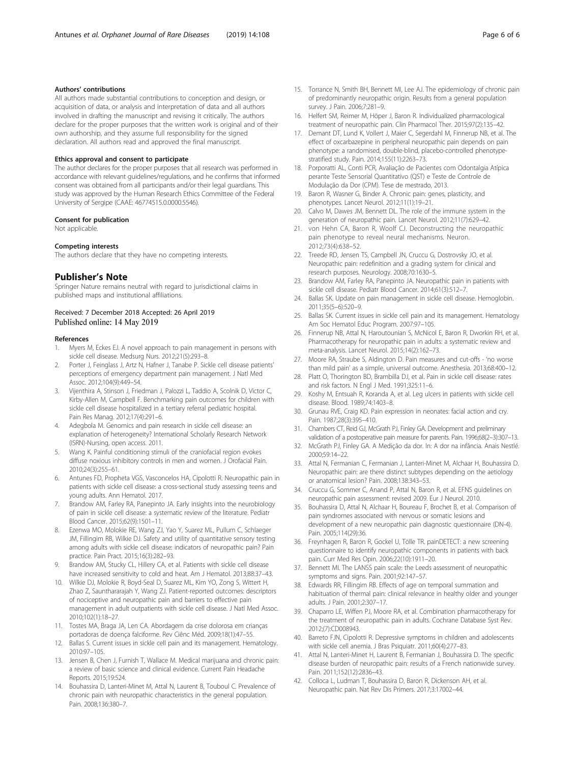#### Authors' contributions

All authors made substantial contributions to conception and design, or acquisition of data, or analysis and interpretation of data and all authors involved in drafting the manuscript and revising it critically. The authors declare for the proper purposes that the written work is original and of their own authorship, and they assume full responsibility for the signed declaration. All authors read and approved the final manuscript.

#### Ethics approval and consent to participate

The author declares for the proper purposes that all research was performed in accordance with relevant guidelines/regulations, and he confirms that informed consent was obtained from all participants and/or their legal guardians. This study was approved by the Human Research Ethics Committee of the Federal University of Sergipe (CAAE: 46774515.0.0000.5546).

#### Consent for publication

Not applicable.

#### Competing interests

The authors declare that they have no competing interests.

## Publisher's Note

Springer Nature remains neutral with regard to jurisdictional claims in published maps and institutional affiliations.

Received: 7 December 2018 Accepted: 26 April 2019
Published online: 14 May 2019

#### References

1. Myers M, Eckes EJ. A novel approach to pain management in persons with sickle cell disease. Medsurg Nurs. 2012;21(5):293–8.
2. Porter J, Feinglass J, Artz N, Hafner J, Tanabe P. Sickle cell disease patients' perceptions of emergency department pain management. J Natl Med Assoc. 2012;104(9):449–54.
3. Vijenthira A, Stinson J, Friedman J, Palozzi L, Taddio A, Scolnik D, Victor C, Kirby-Allen M, Campbell F. Benchmarking pain outcomes for children with sickle cell disease hospitalized in a tertiary referral pediatric hospital. Pain Res Manag. 2012;17(4):291–6.
4. Adegbola M. Genomics and pain research in sickle cell disease: an explanation of heterogeneity? International Scholarly Research Network (ISRN)-Nursing, open access. 2011.
5. Wang K. Painful conditioning stimuli of the craniofacial region evokes diffuse noxious inhibitory controls in men and women. J Orofacial Pain. 2010;24(3):255–61.
6. Antunes FD, Propheta VGS, Vasconcelos HA, Cipolotti R. Neuropathic pain in patients with sickle cell disease: a cross-sectional study assessing teens and young adults. Ann Hematol. 2017.
7. Brandow AM, Farley RA, Panepinto JA. Early insights into the neurobiology of pain in sickle cell disease: a systematic review of the literature. Pediatr Blood Cancer. 2015;62(9):1501–11.
8. Ezenwa MO, Molokie RE, Wang ZJ, Yao Y, Suarez ML, Pullum C, Schlaeger JM, Fillingim RB, Wilkie DJ. Safety and utility of quantitative sensory testing among adults with sickle cell disease: indicators of neuropathic pain? Pain practice. Pain Pract. 2015;16(3):282–93.
9. Brandow AM, Stucky CL, Hillery CA, et al. Patients with sickle cell disease have increased sensitivity to cold and heat. Am J Hematol. 2013;88:37–43.
10. Wilkie DJ, Molokie R, Boyd-Seal D, Suarez ML, Kim YO, Zong S, Wittert H, Zhao Z, Saunthararajah Y, Wang ZJ. Patient-reported outcomes: descriptors of nociceptive and neuropathic pain and barriers to effective pain management in adult outpatients with sickle cell disease. J Natl Med Assoc. 2010;102(1):18–27.
11. Tostes MA, Braga JA, Len CA. Abordagem da crise dolorosa em crianças portadoras de doença falciforme. Rev Ciênc Méd. 2009;18(1):47–55.
12. Ballas S. Current issues in sickle cell pain and its management. Hematology. 2010:97–105.
13. Jensen B, Chen J, Furnish T, Wallace M. Medical marijuana and chronic pain: a review of basic science and clinical evidence. Current Pain Headache Reports. 2015;19:524.
14. Bouhassira D, Lanteri-Minet M, Attal N, Laurent B, Touboul C. Prevalence of chronic pain with neuropathic characteristics in the general population. Pain. 2008;136:380–7.
15. Torrance N, Smith BH, Bennett MI, Lee AJ. The epidemiology of chronic pain of predominantly neuropathic origin. Results from a general population survey. J Pain. 2006;7:281–9.
16. Helfert SM, Reimer M, Höper J, Baron R. Individualized pharmacological treatment of neuropathic pain. Clin Pharmacol Ther. 2015;97(2):135–42.
17. Demant DT, Lund K, Vollert J, Maier C, Segerdahl M, Finnerup NB, et al. The effect of oxcarbazepine in peripheral neuropathic pain depends on pain phenotype: a randomised, double-blind, placebo-controlled phenotype-stratified study. Pain. 2014;155(11):2263–73.
18. Porporatti AL, Conti PCR, Avaliação de Pacientes com Odontalgia Atípica perante Teste Sensorial Quantitativo (QST) e Teste de Controle de Modulação da Dor (CPM). Tese de mestrado, 2013.
19. Baron R, Wasner G, Binder A. Chronic pain: genes, plasticity, and phenotypes. Lancet Neurol. 2012;11(1):19–21.
20. Calvo M, Dawes JM, Bennett DL. The role of the immune system in the generation of neuropathic pain. Lancet Neurol. 2012;11(7):629–42.
21. von Hehn CA, Baron R, Woolf CJ. Deconstructing the neuropathic pain phenotype to reveal neural mechanisms. Neuron. 2012;73(4):638–52.
22. Treede RD, Jensen TS, Campbell JN, Cruccu G, Dostrovsky JO, et al. Neuropathic pain: redefinition and a grading system for clinical and research purposes. Neurology. 2008;70:1630–5.
23. Brandow AM, Farley RA, Panepinto JA. Neuropathic pain in patients with sickle cell disease. Pediatr Blood Cancer. 2014;61(3):512–7.
24. Ballas SK. Update on pain management in sickle cell disease. Hemoglobin. 2011;35(5–6):520–9.
25. Ballas SK. Current issues in sickle cell pain and its management. Hematology Am Soc Hematol Educ Program. 2007:97–105.
26. Finnerup NB, Attal N, Haroutounian S, McNicol E, Baron R, Dworkin RH, et al. Pharmacotherapy for neuropathic pain in adults: a systematic review and meta-analysis. Lancet Neurol. 2015;14(2):162–73.
27. Moore RA, Straube S, Aldington D. Pain measures and cut-offs - 'no worse than mild pain' as a simple, universal outcome. Anesthesia. 2013;68:400–12.
28. Platt O, Thorington BD, Brambilla DJ, et al. Pain in sickle cell disease: rates and risk factors. N Engl J Med. 1991;325:11–6.
29. Koshy M, Entsuah R, Koranda A, et al. Leg ulcers in patients with sickle cell disease. Blood. 1989;74:1403–8.
30. Grunau RVE, Craig KD. Pain expression in neonates: facial action and cry. Pain. 1987;28(3):395–410.
31. Chambers CT, Reid GJ, McGrath PJ, Finley GA. Development and preliminary validation of a postoperative pain measure for parents. Pain. 1996;68(2–3):307–13.
32. McGrath PJ, Finley GA. A Medição da dor. In: A dor na infância. Anais Nestlé. 2000;59:14–22.
33. Attal N, Fermanian C, Fermanian J, Lanteri-Minet M, Alchaar H, Bouhassira D. Neuropathic pain: are there distinct subtypes depending on the aetiology or anatomical lesion? Pain. 2008;138:343–53.
34. Cruccu G, Sommer C, Anand P, Attal N, Baron R, et al. EFNS guidelines on neuropathic pain assessment: revised 2009. Eur J Neurol. 2010.
35. Bouhassira D, Attal N, Alchaar H, Boureau F, Brochet B, et al. Comparison of pain syndromes associated with nervous or somatic lesions and development of a new neuropathic pain diagnostic questionnaire (DN-4). Pain. 2005;114(29):36.
36. Freynhagen R, Baron R, Gockel U, Tölle TR. painDETECT: a new screening questionnaire to identify neuropathic components in patients with back pain. Curr Med Res Opin. 2006;22(10):1911–20.
37. Bennett MI. The LANSS pain scale: the Leeds assessment of neuropathic symptoms and signs. Pain. 2001;92:147–57.
38. Edwards RR, Fillingim RB. Effects of age on temporal summation and habituation of thermal pain: clinical relevance in healthy older and younger adults. J Pain. 2001;2:307–17.
39. Chaparro LE, Wiffen PJ, Moore RA, et al. Combination pharmacotherapy for the treatment of neuropathic pain in adults. Cochrane Database Syst Rev. 2012;(7):CD008943.
40. Barreto FJN, Cipolotti R. Depressive symptoms in children and adolescents with sickle cell anemia. J Bras Psiquiatr. 2011;60(4):277–83.
41. Attal N, Lanteri-Minet H, Laurent B, Fermanian J, Bouhassira D. The specific disease burden of neuropathic pain: results of a French nationwide survey. Pain. 2011;152(12):2836–43.
42. Colloca L, Ludman T, Bouhassira D, Baron R, Dickenson AH, et al. Neuropathic pain. Nat Rev Dis Primers. 2017;3:17002–44.